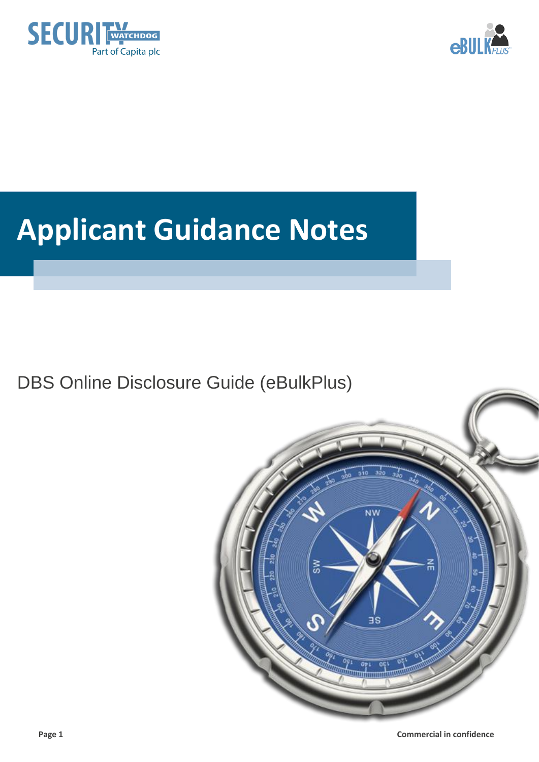# Applicant Guidance Notes

DBS Online Disclosure Guide (eBulkPlus)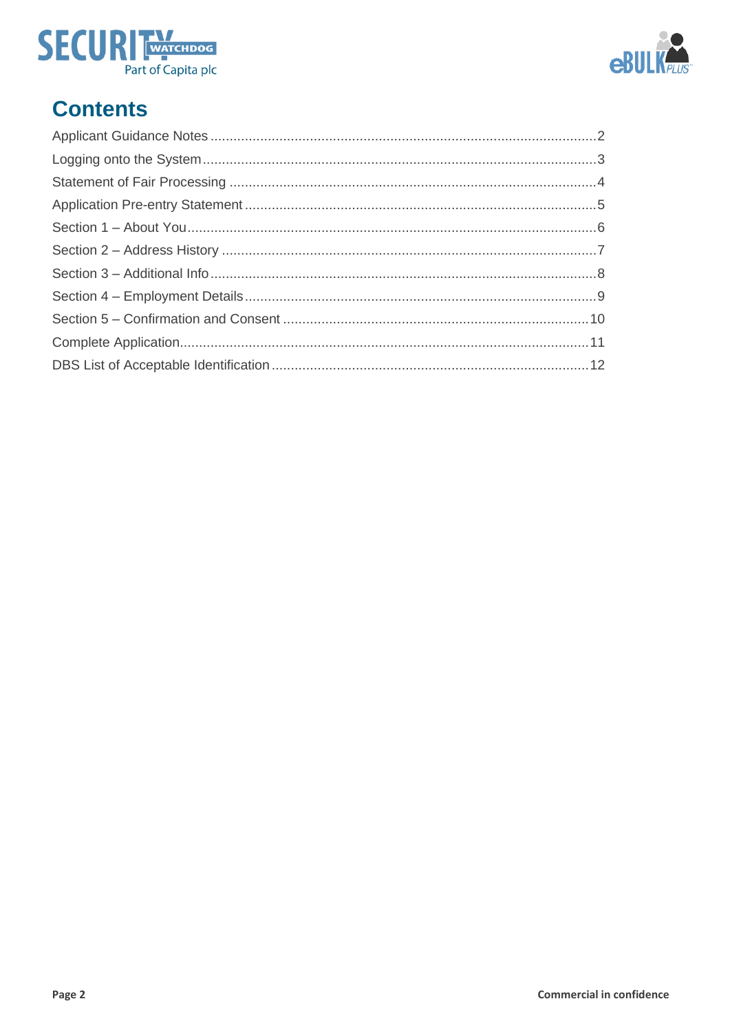# Contents

Applicant Guidance Notes ....................................................................................................2
Logging onto the System......................................................................................................3
Statement of Fair Processing ...............................................................................................4
Application Pre-entry Statement ...........................................................................................5
Section 1 – About You..........................................................................................................6
Section 2 – Address History .................................................................................................7
Section 3 – Additional Info....................................................................................................8
Section 4 – Employment Details...........................................................................................9
Section 5 – Confirmation and Consent ...............................................................................10
Complete Application..........................................................................................................11
DBS List of Acceptable Identification..................................................................................12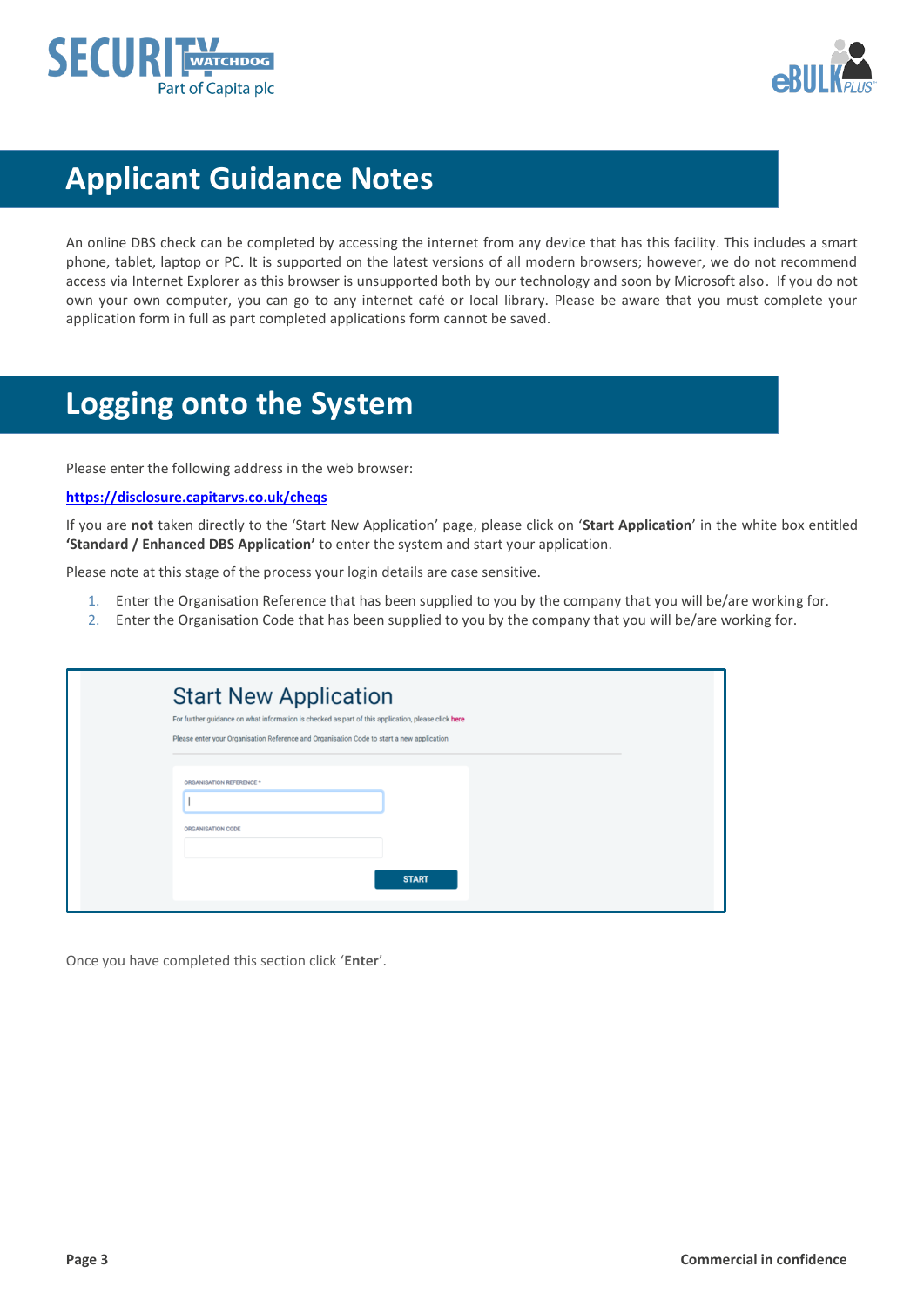# Applicant Guidance Notes

An online DBS check can be completed by accessing the internet from any device that has this facility. This includes a smart phone, tablet, laptop or PC. It is supported on the latest versions of all modern browsers; however, we do not recommend access via Internet Explorer as this browser is unsupported both by our technology and soon by Microsoft also. If you do not own your own computer, you can go to any internet café or local library. Please be aware that you must complete your application form in full as part completed applications form cannot be saved.

# Logging onto the System

Please enter the following address in the web browser:

**https://disclosure.capitarvs.co.uk/cheqs**

If you are **not** taken directly to the 'Start New Application' page, please click on '**Start Application**' in the white box entitled **'Standard / Enhanced DBS Application'** to enter the system and start your application.

Please note at this stage of the process your login details are case sensitive.

1. Enter the Organisation Reference that has been supplied to you by the company that you will be/are working for.
2. Enter the Organisation Code that has been supplied to you by the company that you will be/are working for.

Start New Application

For further guidance on what information is checked as part of this application, please click here

Please enter your Organisation Reference and Organisation Code to start a new application

ORGANISATION REFERENCE *

ORGANISATION CODE

START

Once you have completed this section click '**Enter**'.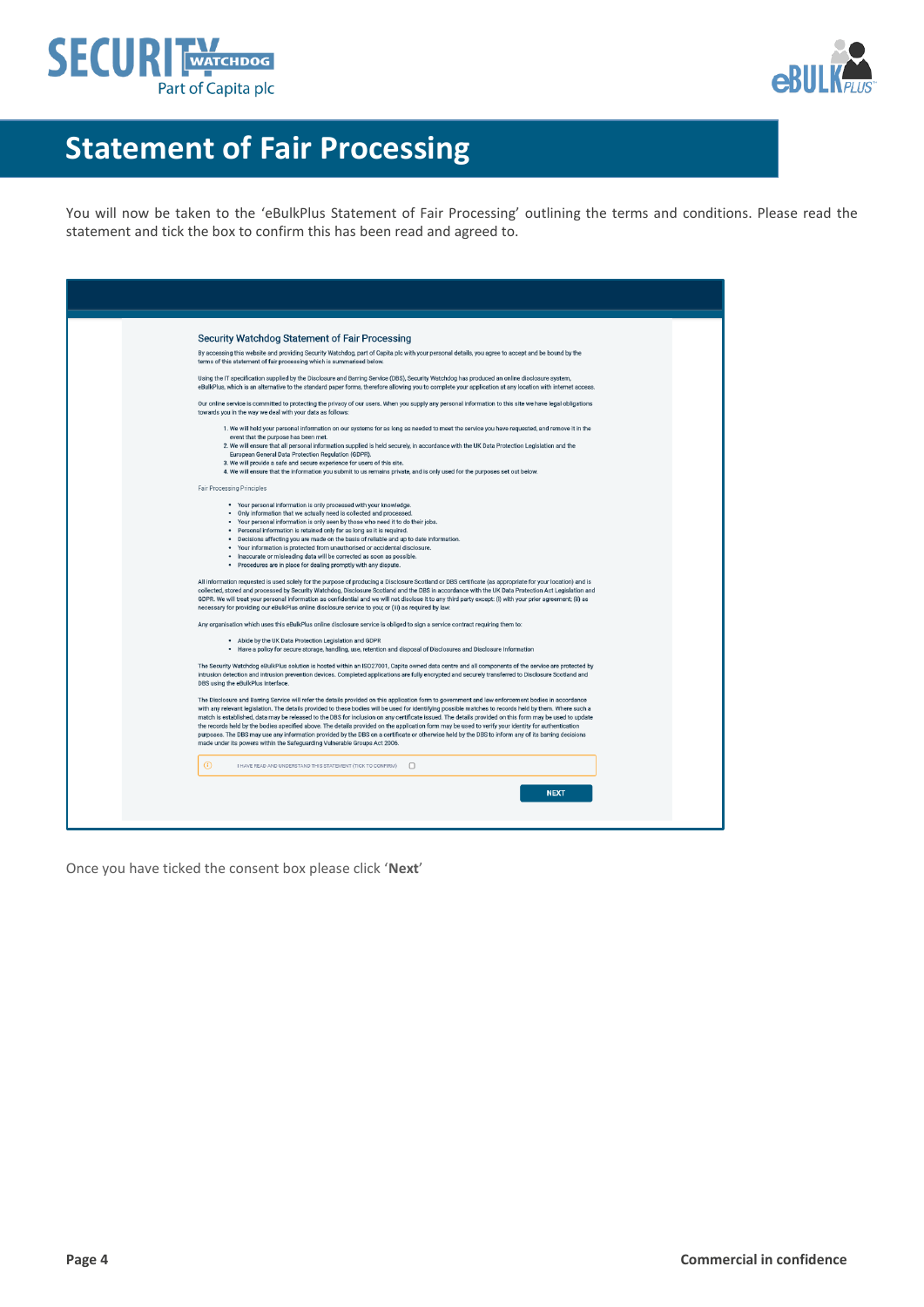# Statement of Fair Processing

You will now be taken to the 'eBulkPlus Statement of Fair Processing' outlining the terms and conditions. Please read the statement and tick the box to confirm this has been read and agreed to.

## Security Watchdog Statement of Fair Processing

By accessing this website and providing Security Watchdog, part of Capita plc with your personal details, you agree to accept and be bound by the terms of this statement of fair processing which is summarised below.

Using the IT specification supplied by the Disclosure and Barring Service (DBS), Security Watchdog has produced an online disclosure system, eBulkPlus, which is an alternative to the standard paper forms, therefore allowing you to complete your application at any location with internet access.

Our online service is committed to protecting the privacy of our users. When you supply any personal information to this site we have legal obligations towards you in the way we deal with your data as follows:

1. We will hold your personal information on our systems for as long as needed to meet the service you have requested, and remove it in the event that the purpose has been met.
2. We will ensure that all personal information supplied is held securely, in accordance with the UK Data Protection Legislation and the European General Data Protection Regulation (GDPR).
3. We will provide a safe and secure experience for users of this site.
4. We will ensure that the information you submit to us remains private, and is only used for the purposes set out below.

Fair Processing Principles

- Your personal information is only processed with your knowledge.
- Only information that we actually need is collected and processed.
- Your personal information is only seen by those who need it to do their jobs.
- Personal information is retained only for as long as it is required.
- Decisions affecting you are made on the basis of reliable and up to date information.
- Your information is protected from unauthorised or accidental disclosure.
- Inaccurate or misleading data will be corrected as soon as possible.
- Procedures are in place for dealing promptly with any dispute.

All information requested is used solely for the purpose of producing a Disclosure Scotland or DBS certificate (as appropriate for your location) and is collected, stored and processed by Security Watchdog, Disclosure Scotland and the DBS in accordance with the UK Data Protection Act Legislation and GDPR. We will treat your personal information as confidential and we will not disclose it to any third party except: (i) with your prior agreement; (ii) as necessary for providing our eBulkPlus online disclosure service to you; or (iii) as required by law.

Any organisation which uses this eBulkPlus online disclosure service is obliged to sign a service contract requiring them to:

- Abide by the UK Data Protection Legislation and GDPR
- Have a policy for secure storage, handling, use, retention and disposal of Disclosures and Disclosure Information

The Security Watchdog eBulkPlus solution is hosted within an ISO27001, Capita owned data centre and all components of the service are protected by intrusion detection and intrusion prevention devices. Completed applications are fully encrypted and securely transferred to Disclosure Scotland and DBS using the eBulkPlus interface.

The Disclosure and Barring Service will refer the details provided on this application form to government and law enforcement bodies in accordance with any relevant legislation. The details provided to these bodies will be used for identifying possible matches to records held by them. Where such a match is established, data may be released to the DBS for inclusion on any certificate issued. The details provided on this form may be used to update the records held by the bodies specified above. The details provided on the application form may be used to verify your identity for authentication purposes. The DBS may use any information provided by the DBS on a certificate or otherwise held by the DBS to inform any of its barring decisions made under its powers within the Safeguarding Vulnerable Groups Act 2006.

I HAVE READ AND UNDERSTAND THIS STATEMENT (TICK TO CONFIRM) ☐

NEXT

Once you have ticked the consent box please click '**Next**'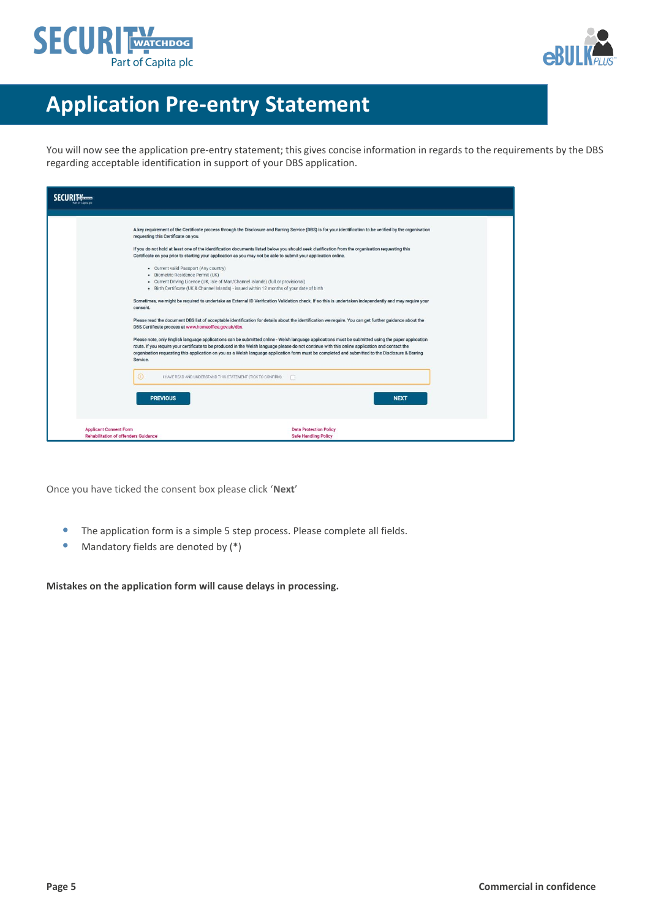# Application Pre-entry Statement

You will now see the application pre-entry statement; this gives concise information in regards to the requirements by the DBS regarding acceptable identification in support of your DBS application.

A key requirement of the Certificate process through the Disclosure and Barring Service (DBS) is for your identification to be verified by the organisation requesting this Certificate on you.

If you do not hold at least one of the identification documents listed below you should seek clarification from the organisation requesting this Certificate on you prior to starting your application as you may not be able to submit your application online.

- Current valid Passport (Any country)
- Biometric Residence Permit (UK)
- Current Driving Licence (UK, Isle of Man/Channel Islands) (full or provisional)
- Birth Certificate (UK & Channel Islands) - issued within 12 months of your date of birth

Sometimes, we might be required to undertake an External ID Verification Validation check. If so this is undertaken independently and may require your consent.

Please read the document DBS list of acceptable identification for details about the identification we require. You can get further guidance about the DBS Certificate process at www.homeoffice.gov.uk/dbs.

Please note, only English language applications can be submitted online - Welsh language applications must be submitted using the paper application route. If you require your certificate to be produced in the Welsh language please do not continue with this online application and contact the organisation requesting this application on you as a Welsh language application form must be completed and submitted to the Disclosure & Barring Service.

I HAVE READ AND UNDERSTAND THIS STATEMENT (TICK TO CONFIRM)

PREVIOUS NEXT

Applicant Consent Form
Rehabilitation of offenders Guidance
Data Protection Policy
Safe Handling Policy

Once you have ticked the consent box please click '**Next**'

- The application form is a simple 5 step process. Please complete all fields.
- Mandatory fields are denoted by (*)

**Mistakes on the application form will cause delays in processing.**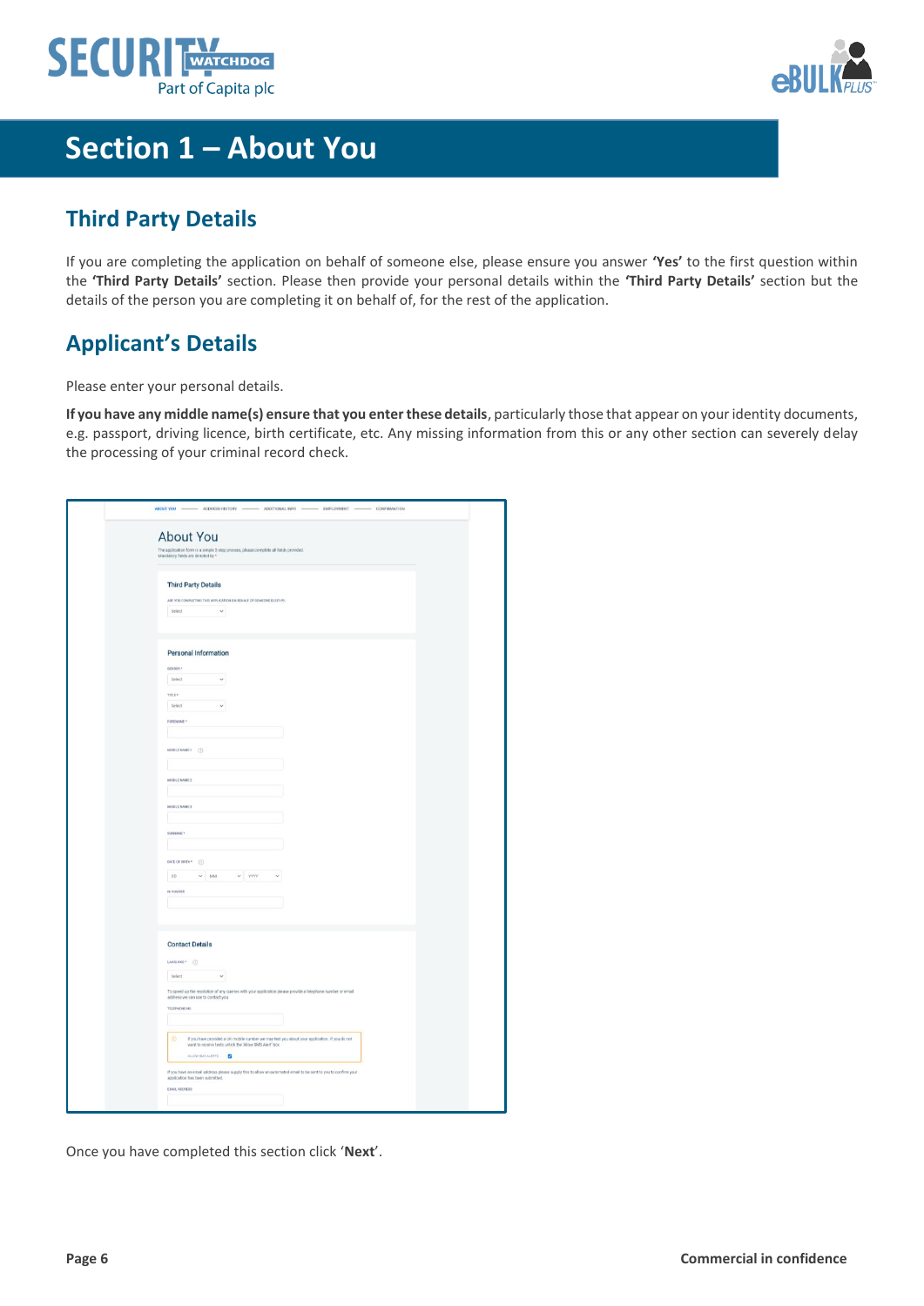# Section 1 – About You

## Third Party Details

If you are completing the application on behalf of someone else, please ensure you answer **'Yes'** to the first question within the **'Third Party Details'** section. Please then provide your personal details within the **'Third Party Details'** section but the details of the person you are completing it on behalf of, for the rest of the application.

## Applicant's Details

Please enter your personal details.

**If you have any middle name(s) ensure that you enter these details**, particularly those that appear on your identity documents, e.g. passport, driving licence, birth certificate, etc. Any missing information from this or any other section can severely delay the processing of your criminal record check.

Once you have completed this section click '**Next**'.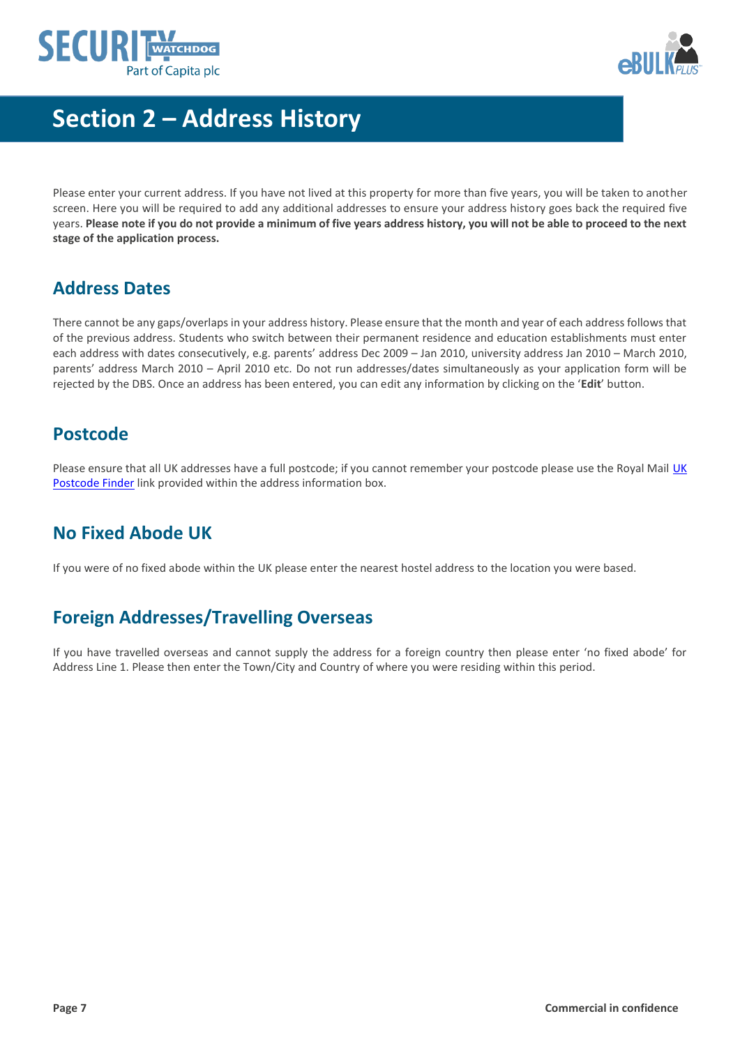# Section 2 – Address History

Please enter your current address. If you have not lived at this property for more than five years, you will be taken to another screen. Here you will be required to add any additional addresses to ensure your address history goes back the required five years. **Please note if you do not provide a minimum of five years address history, you will not be able to proceed to the next stage of the application process.**

## Address Dates

There cannot be any gaps/overlaps in your address history. Please ensure that the month and year of each address follows that of the previous address. Students who switch between their permanent residence and education establishments must enter each address with dates consecutively, e.g. parents' address Dec 2009 – Jan 2010, university address Jan 2010 – March 2010, parents' address March 2010 – April 2010 etc. Do not run addresses/dates simultaneously as your application form will be rejected by the DBS. Once an address has been entered, you can edit any information by clicking on the '**Edit**' button.

## Postcode

Please ensure that all UK addresses have a full postcode; if you cannot remember your postcode please use the Royal Mail UK Postcode Finder link provided within the address information box.

## No Fixed Abode UK

If you were of no fixed abode within the UK please enter the nearest hostel address to the location you were based.

## Foreign Addresses/Travelling Overseas

If you have travelled overseas and cannot supply the address for a foreign country then please enter 'no fixed abode' for Address Line 1. Please then enter the Town/City and Country of where you were residing within this period.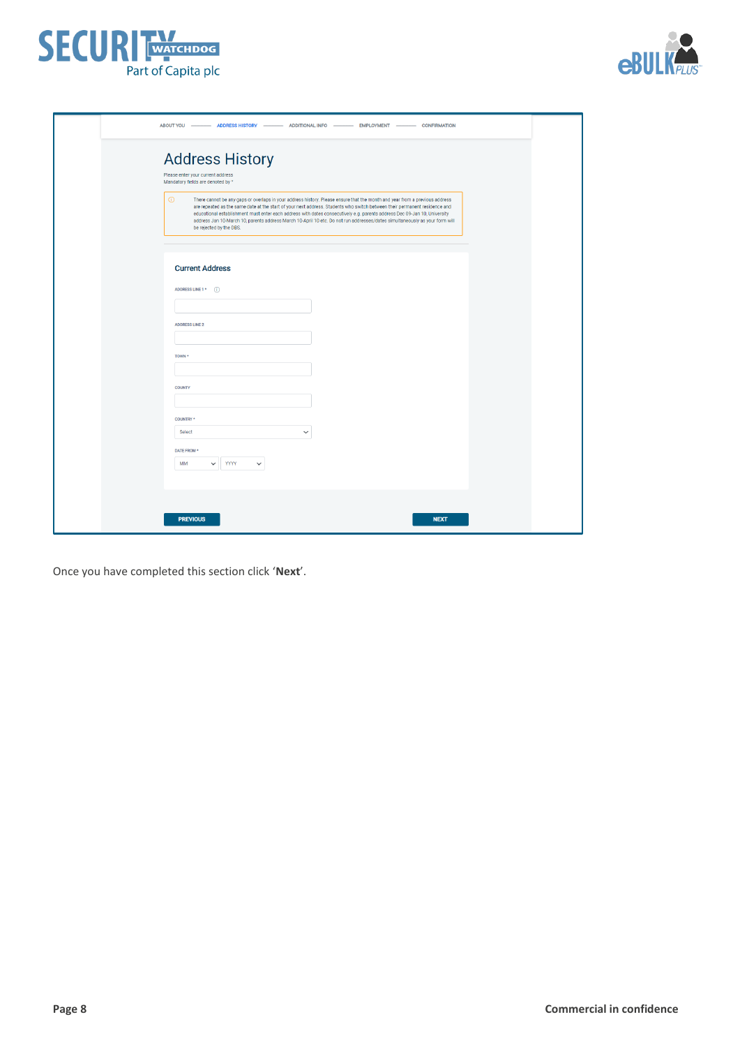ABOUT YOU ——— ADDRESS HISTORY ——— ADDITIONAL INFO ——— EMPLOYMENT ——— CONFIRMATION

# Address History

Please enter your current address
Mandatory fields are denoted by *

There cannot be any gaps or overlaps in your address history. Please ensure that the month and year from a previous address are repeated as the same date at the start of your next address. Students who switch between their permanent residence and educational establishment must enter each address with dates consecutively e.g. parents address Dec 09-Jan 10, University address Jan 10-March 10, parents address March 10-April 10 etc. Do not run addresses/dates simultaneously as your form will be rejected by the DBS.

## Current Address

ADDRESS LINE 1 *

ADDRESS LINE 2

TOWN *

COUNTY

COUNTRY *
Select

DATE FROM *
MM YYYY

PREVIOUS NEXT

Once you have completed this section click '**Next**'.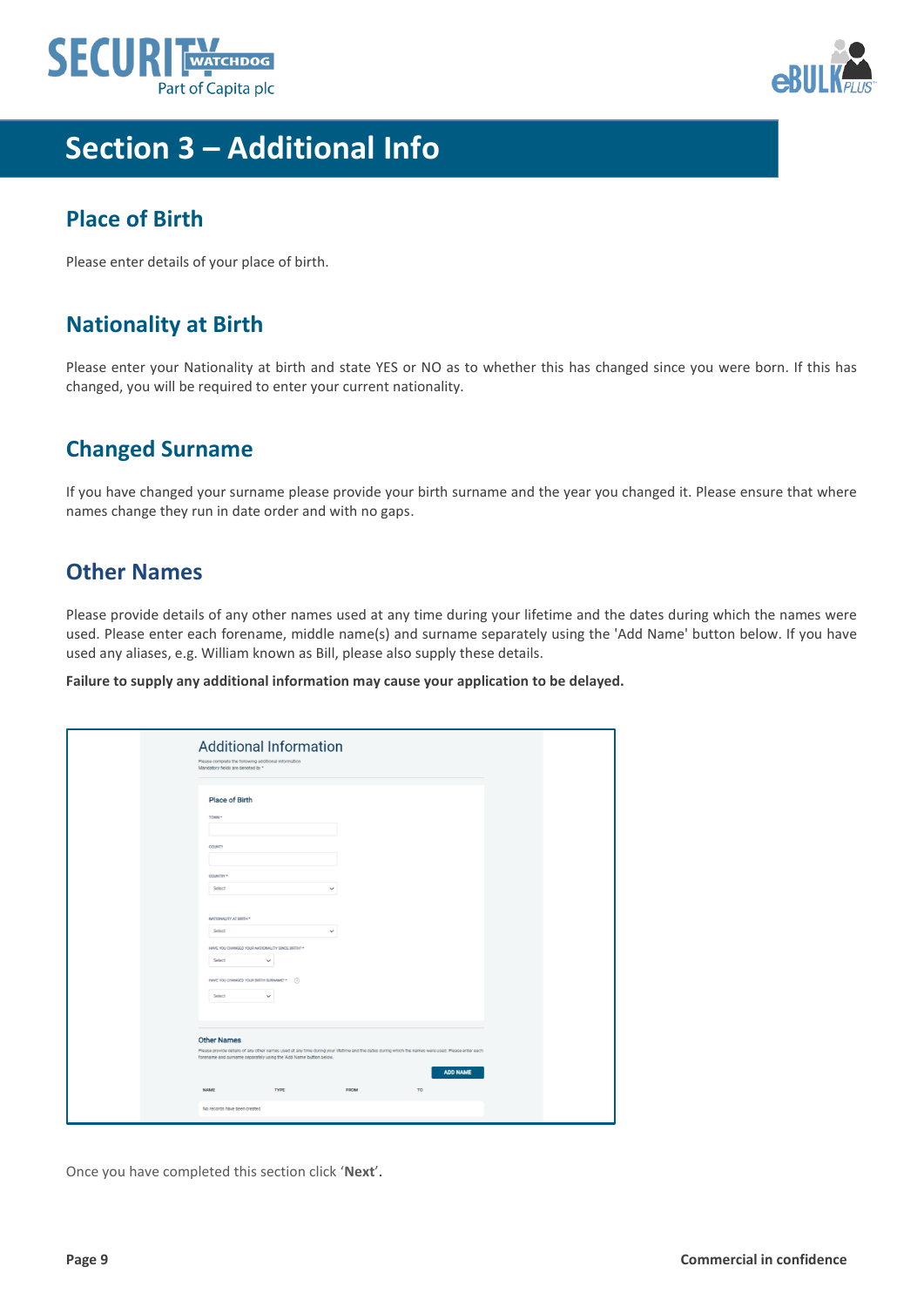# Section 3 – Additional Info

## Place of Birth

Please enter details of your place of birth.

## Nationality at Birth

Please enter your Nationality at birth and state YES or NO as to whether this has changed since you were born. If this has changed, you will be required to enter your current nationality.

## Changed Surname

If you have changed your surname please provide your birth surname and the year you changed it. Please ensure that where names change they run in date order and with no gaps.

## Other Names

Please provide details of any other names used at any time during your lifetime and the dates during which the names were used. Please enter each forename, middle name(s) and surname separately using the 'Add Name' button below. If you have used any aliases, e.g. William known as Bill, please also supply these details.

**Failure to supply any additional information may cause your application to be delayed.**

Once you have completed this section click '**Next**'.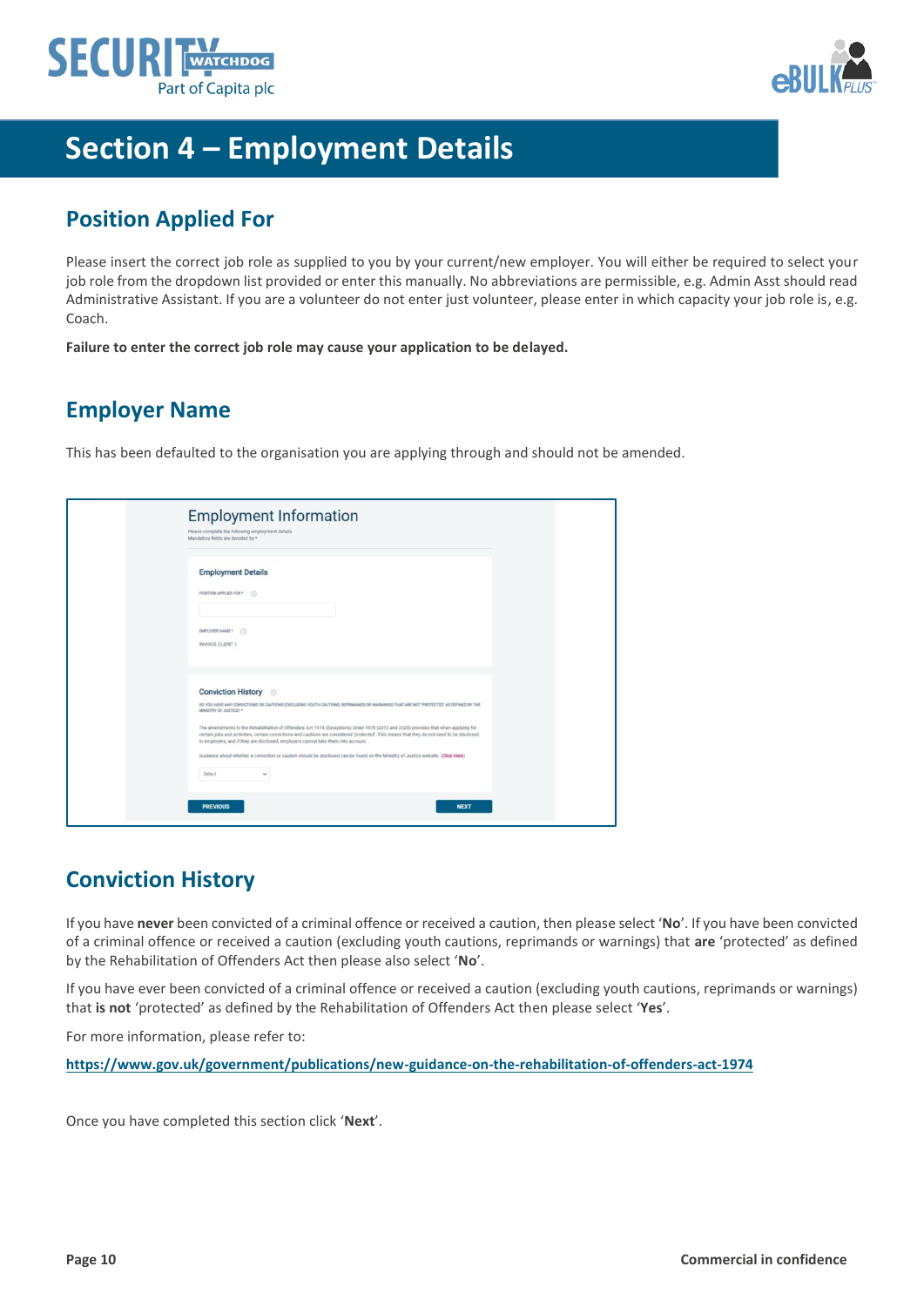# Section 4 – Employment Details

## Position Applied For

Please insert the correct job role as supplied to you by your current/new employer. You will either be required to select your job role from the dropdown list provided or enter this manually. No abbreviations are permissible, e.g. Admin Asst should read Administrative Assistant. If you are a volunteer do not enter just volunteer, please enter in which capacity your job role is, e.g. Coach.

**Failure to enter the correct job role may cause your application to be delayed.**

## Employer Name

This has been defaulted to the organisation you are applying through and should not be amended.

## Conviction History

If you have **never** been convicted of a criminal offence or received a caution, then please select '**No**'. If you have been convicted of a criminal offence or received a caution (excluding youth cautions, reprimands or warnings) that **are** 'protected' as defined by the Rehabilitation of Offenders Act then please also select '**No**'.

If you have ever been convicted of a criminal offence or received a caution (excluding youth cautions, reprimands or warnings) that **is not** 'protected' as defined by the Rehabilitation of Offenders Act then please select '**Yes**'.

For more information, please refer to:

**https://www.gov.uk/government/publications/new-guidance-on-the-rehabilitation-of-offenders-act-1974**

Once you have completed this section click '**Next**'.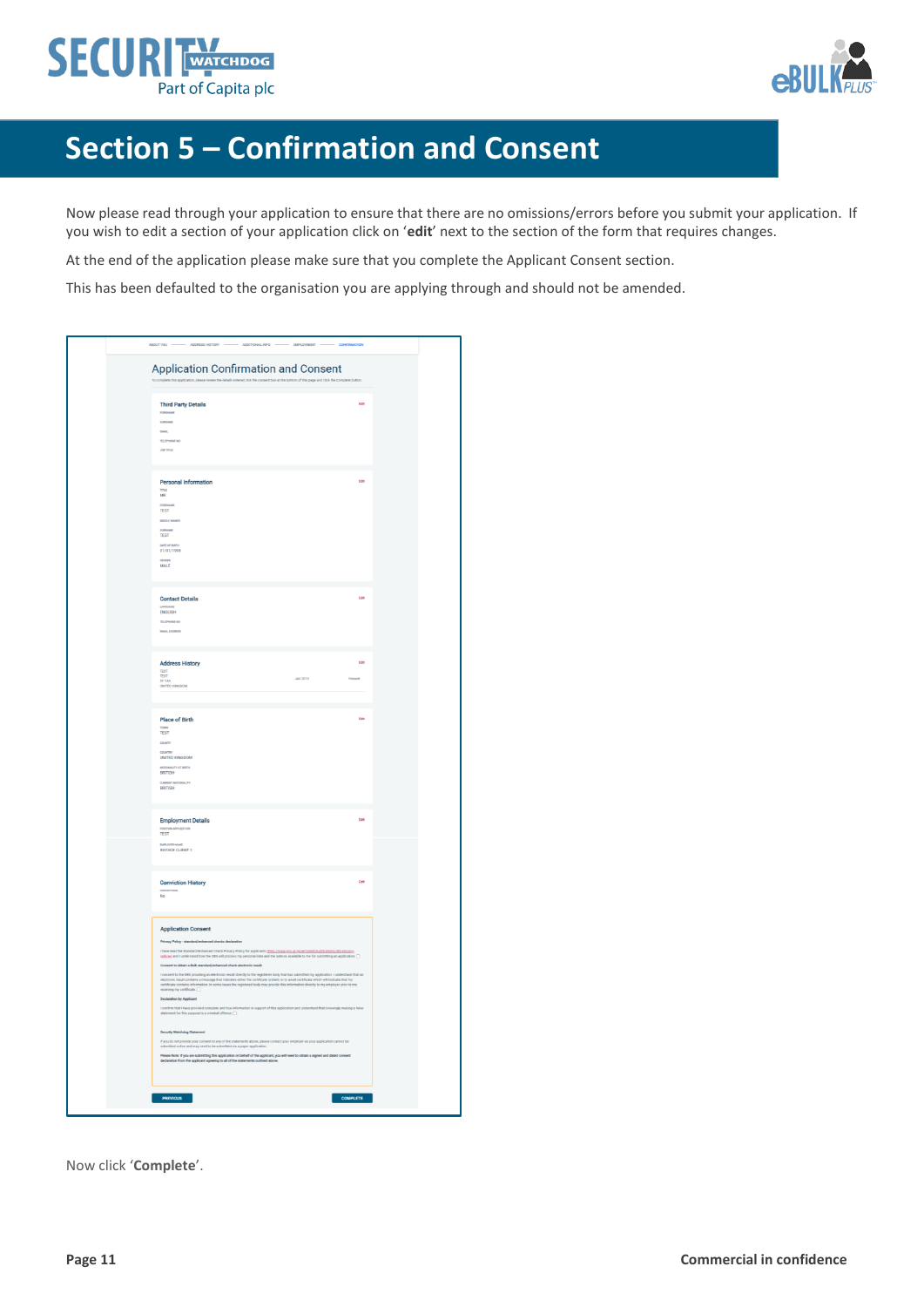# Section 5 – Confirmation and Consent

Now please read through your application to ensure that there are no omissions/errors before you submit your application. If you wish to edit a section of your application click on '**edit**' next to the section of the form that requires changes.

At the end of the application please make sure that you complete the Applicant Consent section.

This has been defaulted to the organisation you are applying through and should not be amended.

Now click '**Complete**'.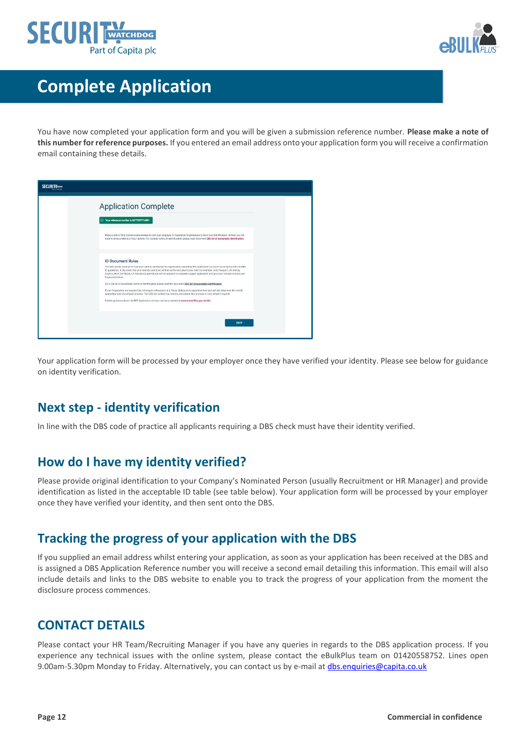# Complete Application

You have now completed your application form and you will be given a submission reference number. **Please make a note of this number for reference purposes.** If you entered an email address onto your application form you will receive a confirmation email containing these details.

Your application form will be processed by your employer once they have verified your identity. Please see below for guidance on identity verification.

## Next step - identity verification

In line with the DBS code of practice all applicants requiring a DBS check must have their identity verified.

## How do I have my identity verified?

Please provide original identification to your Company's Nominated Person (usually Recruitment or HR Manager) and provide identification as listed in the acceptable ID table (see table below). Your application form will be processed by your employer once they have verified your identity, and then sent onto the DBS.

## Tracking the progress of your application with the DBS

If you supplied an email address whilst entering your application, as soon as your application has been received at the DBS and is assigned a DBS Application Reference number you will receive a second email detailing this information. This email will also include details and links to the DBS website to enable you to track the progress of your application from the moment the disclosure process commences.

## CONTACT DETAILS

Please contact your HR Team/Recruiting Manager if you have any queries in regards to the DBS application process. If you experience any technical issues with the online system, please contact the eBulkPlus team on 01420558752. Lines open 9.00am-5.30pm Monday to Friday. Alternatively, you can contact us by e-mail at dbs.enquiries@capita.co.uk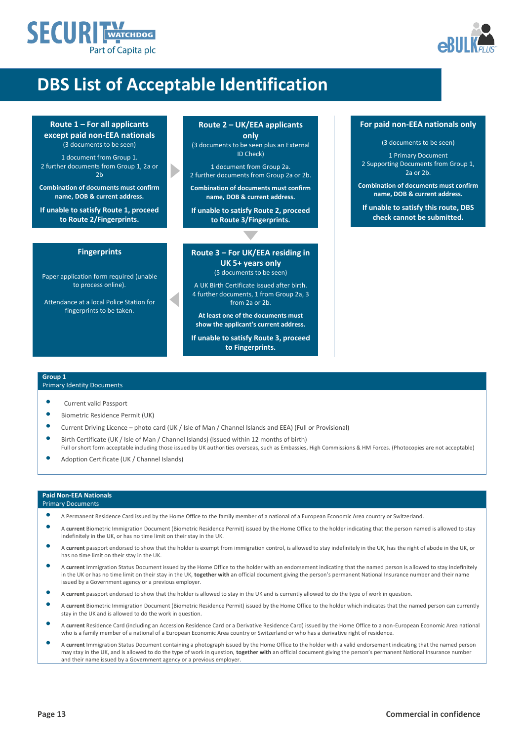# DBS List of Acceptable Identification

**Route 1 – For all applicants except paid non-EEA nationals**
(3 documents to be seen)

1 document from Group 1.
2 further documents from Group 1, 2a or 2b

**Combination of documents must confirm name, DOB & current address.**

**If unable to satisfy Route 1, proceed to Route 2/Fingerprints.**

**Route 2 – UK/EEA applicants only**
(3 documents to be seen plus an External ID Check)

1 document from Group 2a.
2 further documents from Group 2a or 2b.

**Combination of documents must confirm name, DOB & current address.**

**If unable to satisfy Route 2, proceed to Route 3/Fingerprints.**

**For paid non-EEA nationals only**

(3 documents to be seen)

1 Primary Document
2 Supporting Documents from Group 1, 2a or 2b.

**Combination of documents must confirm name, DOB & current address.**

**If unable to satisfy this route, DBS check cannot be submitted.**

**Route 3 – For UK/EEA residing in UK 5+ years only**
(5 documents to be seen)

A UK Birth Certificate issued after birth.
4 further documents, 1 from Group 2a, 3 from 2a or 2b.

**At least one of the documents must show the applicant's current address.**

**If unable to satisfy Route 3, proceed to Fingerprints.**

**Fingerprints**

Paper application form required (unable to process online).

Attendance at a local Police Station for fingerprints to be taken.

**Group 1**
Primary Identity Documents

- Current valid Passport
- Biometric Residence Permit (UK)
- Current Driving Licence – photo card (UK / Isle of Man / Channel Islands and EEA) (Full or Provisional)
- Birth Certificate (UK / Isle of Man / Channel Islands) (Issued within 12 months of birth)
  Full or short form acceptable including those issued by UK authorities overseas, such as Embassies, High Commissions & HM Forces. (Photocopies are not acceptable)
- Adoption Certificate (UK / Channel Islands)

**Paid Non-EEA Nationals**
Primary Documents

- A Permanent Residence Card issued by the Home Office to the family member of a national of a European Economic Area country or Switzerland.
- A **current** Biometric Immigration Document (Biometric Residence Permit) issued by the Home Office to the holder indicating that the person named is allowed to stay indefinitely in the UK, or has no time limit on their stay in the UK.
- A **current** passport endorsed to show that the holder is exempt from immigration control, is allowed to stay indefinitely in the UK, has the right of abode in the UK, or has no time limit on their stay in the UK.
- A **current** Immigration Status Document issued by the Home Office to the holder with an endorsement indicating that the named person is allowed to stay indefinitely in the UK or has no time limit on their stay in the UK, **together with** an official document giving the person's permanent National Insurance number and their name issued by a Government agency or a previous employer.
- A **current** passport endorsed to show that the holder is allowed to stay in the UK and is currently allowed to do the type of work in question.
- A **current** Biometric Immigration Document (Biometric Residence Permit) issued by the Home Office to the holder which indicates that the named person can currently stay in the UK and is allowed to do the work in question.
- A **current** Residence Card (including an Accession Residence Card or a Derivative Residence Card) issued by the Home Office to a non-European Economic Area national who is a family member of a national of a European Economic Area country or Switzerland or who has a derivative right of residence.
- A **current** Immigration Status Document containing a photograph issued by the Home Office to the holder with a valid endorsement indicating that the named person may stay in the UK, and is allowed to do the type of work in question, **together with** an official document giving the person's permanent National Insurance number and their name issued by a Government agency or a previous employer.

**Commercial in confidence**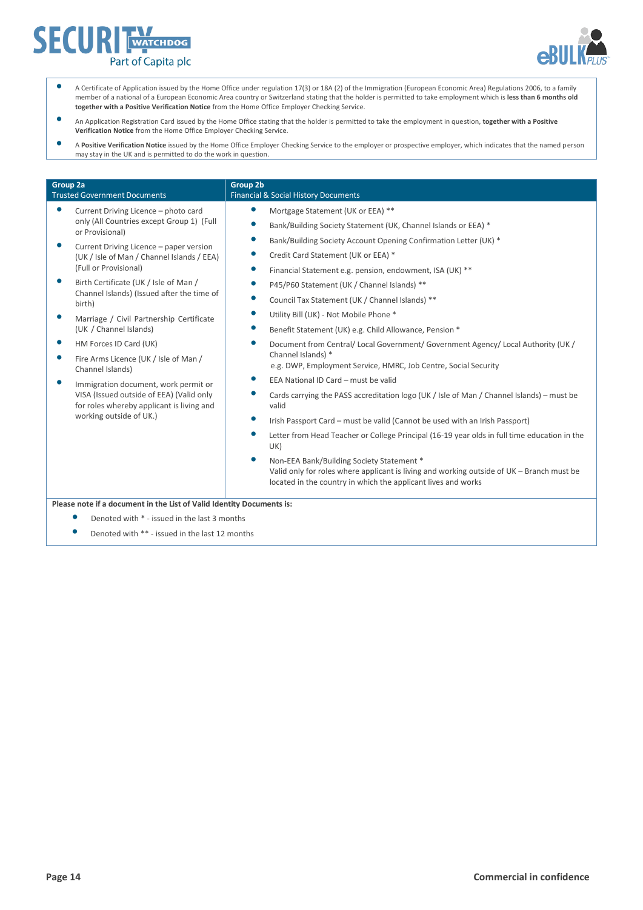- A Certificate of Application issued by the Home Office under regulation 17(3) or 18A (2) of the Immigration (European Economic Area) Regulations 2006, to a family member of a national of a European Economic Area country or Switzerland stating that the holder is permitted to take employment which is **less than 6 months old together with a Positive Verification Notice** from the Home Office Employer Checking Service.
- An Application Registration Card issued by the Home Office stating that the holder is permitted to take the employment in question, **together with a Positive Verification Notice** from the Home Office Employer Checking Service.
- A **Positive Verification Notice** issued by the Home Office Employer Checking Service to the employer or prospective employer, which indicates that the named person may stay in the UK and is permitted to do the work in question.

## Group 2a – Trusted Government Documents

- Current Driving Licence – photo card only (All Countries except Group 1) (Full or Provisional)
- Current Driving Licence – paper version (UK / Isle of Man / Channel Islands / EEA) (Full or Provisional)
- Birth Certificate (UK / Isle of Man / Channel Islands) (Issued after the time of birth)
- Marriage / Civil Partnership Certificate (UK / Channel Islands)
- HM Forces ID Card (UK)
- Fire Arms Licence (UK / Isle of Man / Channel Islands)
- Immigration document, work permit or VISA (Issued outside of EEA) (Valid only for roles whereby applicant is living and working outside of UK.)

## Group 2b – Financial & Social History Documents

- Mortgage Statement (UK or EEA) **
- Bank/Building Society Statement (UK, Channel Islands or EEA) *
- Bank/Building Society Account Opening Confirmation Letter (UK) *
- Credit Card Statement (UK or EEA) *
- Financial Statement e.g. pension, endowment, ISA (UK) **
- P45/P60 Statement (UK / Channel Islands) **
- Council Tax Statement (UK / Channel Islands) **
- Utility Bill (UK) - Not Mobile Phone *
- Benefit Statement (UK) e.g. Child Allowance, Pension *
- Document from Central/ Local Government/ Government Agency/ Local Authority (UK / Channel Islands) *
  e.g. DWP, Employment Service, HMRC, Job Centre, Social Security
- EEA National ID Card – must be valid
- Cards carrying the PASS accreditation logo (UK / Isle of Man / Channel Islands) – must be valid
- Irish Passport Card – must be valid (Cannot be used with an Irish Passport)
- Letter from Head Teacher or College Principal (16-19 year olds in full time education in the UK)
- Non-EEA Bank/Building Society Statement *
  Valid only for roles where applicant is living and working outside of UK – Branch must be located in the country in which the applicant lives and works

**Please note if a document in the List of Valid Identity Documents is:**

- Denoted with * - issued in the last 3 months
- Denoted with ** - issued in the last 12 months